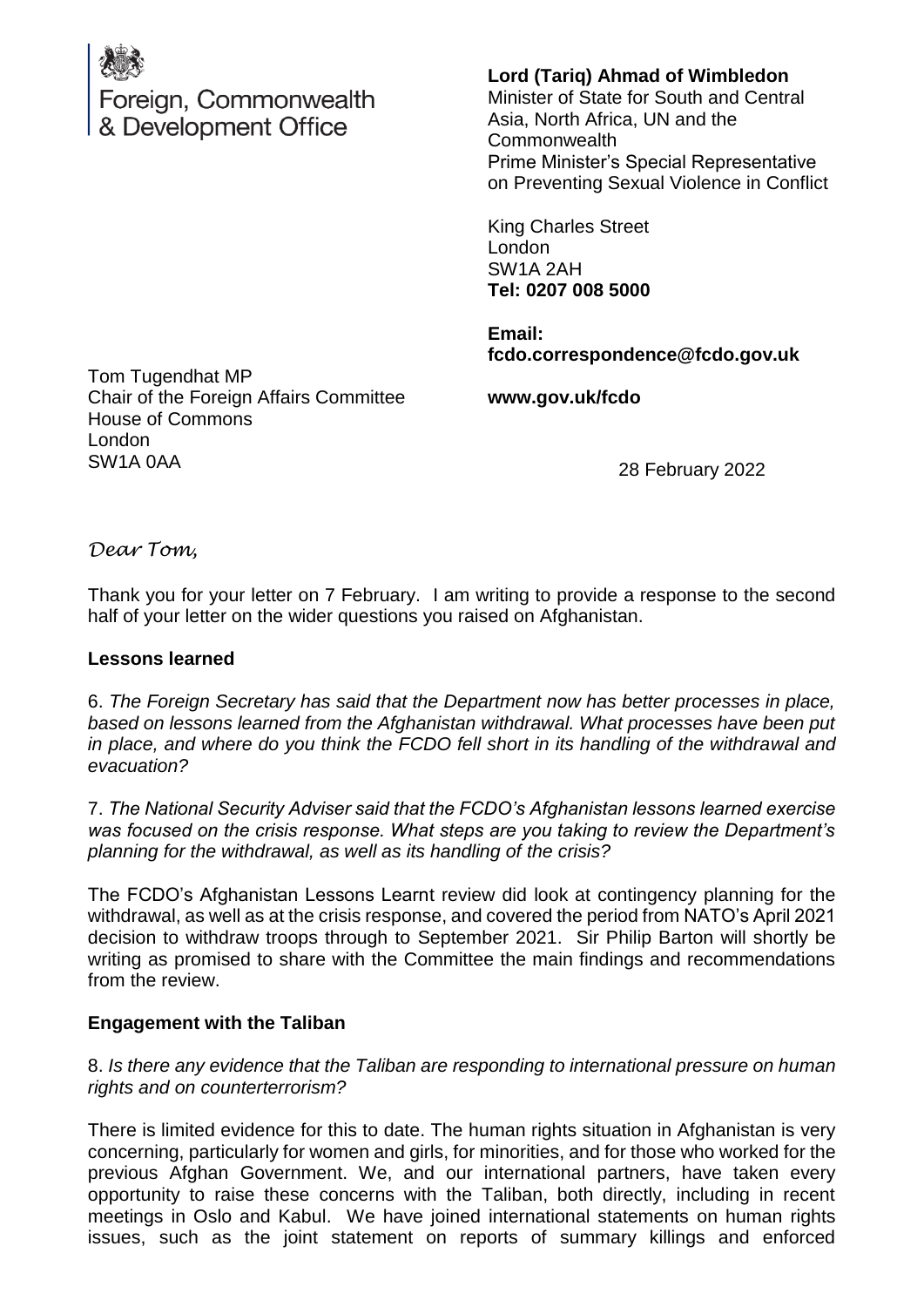Foreign, Commonwealth & Development Office

**Lord (Tariq) Ahmad of Wimbledon**
Minister of State for South and Central Asia, North Africa, UN and the Commonwealth
Prime Minister's Special Representative on Preventing Sexual Violence in Conflict

King Charles Street
London
SW1A 2AH
**Tel: 0207 008 5000**

**Email: fcdo.correspondence@fcdo.gov.uk**

**www.gov.uk/fcdo**

Tom Tugendhat MP
Chair of the Foreign Affairs Committee
House of Commons
London
SW1A 0AA

28 February 2022

*Dear Tom,*

Thank you for your letter on 7 February. I am writing to provide a response to the second half of your letter on the wider questions you raised on Afghanistan.

**Lessons learned**

6. *The Foreign Secretary has said that the Department now has better processes in place, based on lessons learned from the Afghanistan withdrawal. What processes have been put in place, and where do you think the FCDO fell short in its handling of the withdrawal and evacuation?*

7. *The National Security Adviser said that the FCDO's Afghanistan lessons learned exercise was focused on the crisis response. What steps are you taking to review the Department's planning for the withdrawal, as well as its handling of the crisis?*

The FCDO's Afghanistan Lessons Learnt review did look at contingency planning for the withdrawal, as well as at the crisis response, and covered the period from NATO's April 2021 decision to withdraw troops through to September 2021. Sir Philip Barton will shortly be writing as promised to share with the Committee the main findings and recommendations from the review.

**Engagement with the Taliban**

8. *Is there any evidence that the Taliban are responding to international pressure on human rights and on counterterrorism?*

There is limited evidence for this to date. The human rights situation in Afghanistan is very concerning, particularly for women and girls, for minorities, and for those who worked for the previous Afghan Government. We, and our international partners, have taken every opportunity to raise these concerns with the Taliban, both directly, including in recent meetings in Oslo and Kabul. We have joined international statements on human rights issues, such as the joint statement on reports of summary killings and enforced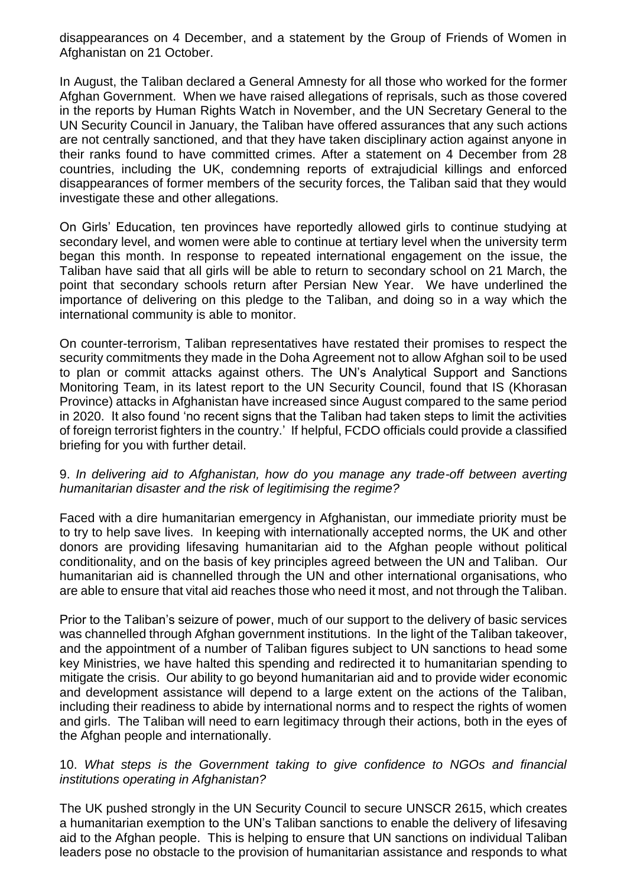disappearances on 4 December, and a statement by the Group of Friends of Women in Afghanistan on 21 October.

In August, the Taliban declared a General Amnesty for all those who worked for the former Afghan Government. When we have raised allegations of reprisals, such as those covered in the reports by Human Rights Watch in November, and the UN Secretary General to the UN Security Council in January, the Taliban have offered assurances that any such actions are not centrally sanctioned, and that they have taken disciplinary action against anyone in their ranks found to have committed crimes. After a statement on 4 December from 28 countries, including the UK, condemning reports of extrajudicial killings and enforced disappearances of former members of the security forces, the Taliban said that they would investigate these and other allegations.

On Girls' Education, ten provinces have reportedly allowed girls to continue studying at secondary level, and women were able to continue at tertiary level when the university term began this month. In response to repeated international engagement on the issue, the Taliban have said that all girls will be able to return to secondary school on 21 March, the point that secondary schools return after Persian New Year. We have underlined the importance of delivering on this pledge to the Taliban, and doing so in a way which the international community is able to monitor.

On counter-terrorism, Taliban representatives have restated their promises to respect the security commitments they made in the Doha Agreement not to allow Afghan soil to be used to plan or commit attacks against others. The UN's Analytical Support and Sanctions Monitoring Team, in its latest report to the UN Security Council, found that IS (Khorasan Province) attacks in Afghanistan have increased since August compared to the same period in 2020. It also found 'no recent signs that the Taliban had taken steps to limit the activities of foreign terrorist fighters in the country.' If helpful, FCDO officials could provide a classified briefing for you with further detail.

9. *In delivering aid to Afghanistan, how do you manage any trade-off between averting humanitarian disaster and the risk of legitimising the regime?*

Faced with a dire humanitarian emergency in Afghanistan, our immediate priority must be to try to help save lives. In keeping with internationally accepted norms, the UK and other donors are providing lifesaving humanitarian aid to the Afghan people without political conditionality, and on the basis of key principles agreed between the UN and Taliban. Our humanitarian aid is channelled through the UN and other international organisations, who are able to ensure that vital aid reaches those who need it most, and not through the Taliban.

Prior to the Taliban's seizure of power, much of our support to the delivery of basic services was channelled through Afghan government institutions. In the light of the Taliban takeover, and the appointment of a number of Taliban figures subject to UN sanctions to head some key Ministries, we have halted this spending and redirected it to humanitarian spending to mitigate the crisis. Our ability to go beyond humanitarian aid and to provide wider economic and development assistance will depend to a large extent on the actions of the Taliban, including their readiness to abide by international norms and to respect the rights of women and girls. The Taliban will need to earn legitimacy through their actions, both in the eyes of the Afghan people and internationally.

10. *What steps is the Government taking to give confidence to NGOs and financial institutions operating in Afghanistan?*

The UK pushed strongly in the UN Security Council to secure UNSCR 2615, which creates a humanitarian exemption to the UN's Taliban sanctions to enable the delivery of lifesaving aid to the Afghan people. This is helping to ensure that UN sanctions on individual Taliban leaders pose no obstacle to the provision of humanitarian assistance and responds to what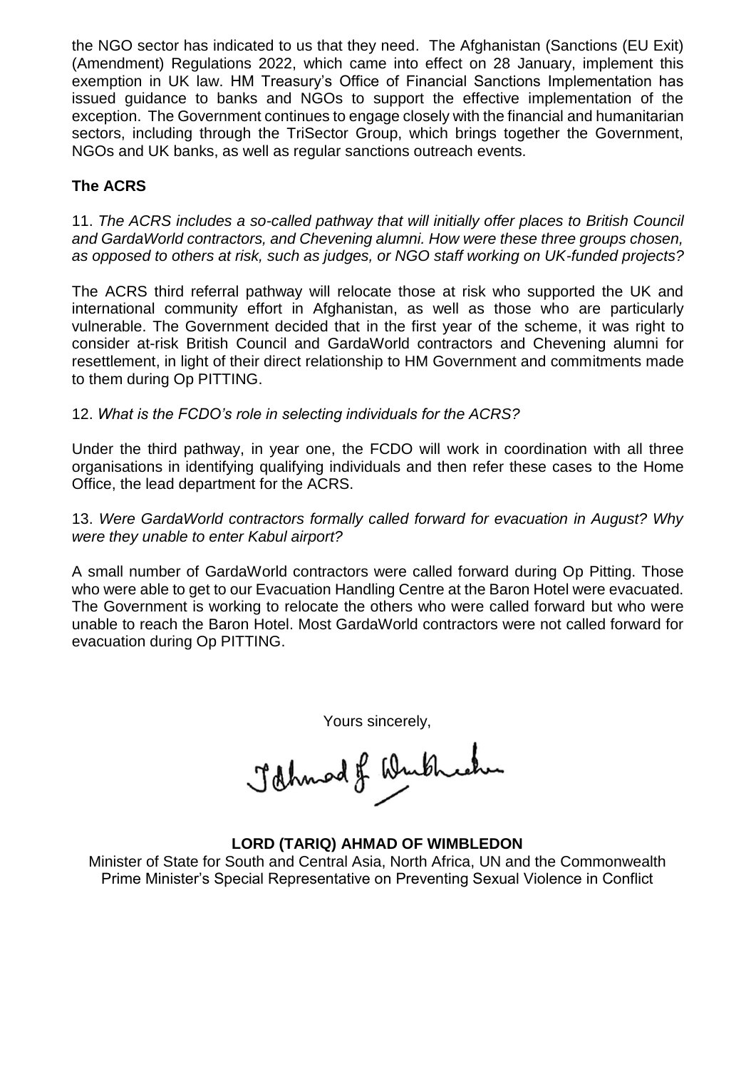the NGO sector has indicated to us that they need. The Afghanistan (Sanctions (EU Exit) (Amendment) Regulations 2022, which came into effect on 28 January, implement this exemption in UK law. HM Treasury's Office of Financial Sanctions Implementation has issued guidance to banks and NGOs to support the effective implementation of the exception. The Government continues to engage closely with the financial and humanitarian sectors, including through the TriSector Group, which brings together the Government, NGOs and UK banks, as well as regular sanctions outreach events.

**The ACRS**

11. *The ACRS includes a so-called pathway that will initially offer places to British Council and GardaWorld contractors, and Chevening alumni. How were these three groups chosen, as opposed to others at risk, such as judges, or NGO staff working on UK-funded projects?*

The ACRS third referral pathway will relocate those at risk who supported the UK and international community effort in Afghanistan, as well as those who are particularly vulnerable. The Government decided that in the first year of the scheme, it was right to consider at-risk British Council and GardaWorld contractors and Chevening alumni for resettlement, in light of their direct relationship to HM Government and commitments made to them during Op PITTING.

12. *What is the FCDO's role in selecting individuals for the ACRS?*

Under the third pathway, in year one, the FCDO will work in coordination with all three organisations in identifying qualifying individuals and then refer these cases to the Home Office, the lead department for the ACRS.

13. *Were GardaWorld contractors formally called forward for evacuation in August? Why were they unable to enter Kabul airport?*

A small number of GardaWorld contractors were called forward during Op Pitting. Those who were able to get to our Evacuation Handling Centre at the Baron Hotel were evacuated. The Government is working to relocate the others who were called forward but who were unable to reach the Baron Hotel. Most GardaWorld contractors were not called forward for evacuation during Op PITTING.

Yours sincerely,

**LORD (TARIQ) AHMAD OF WIMBLEDON**

Minister of State for South and Central Asia, North Africa, UN and the Commonwealth
Prime Minister's Special Representative on Preventing Sexual Violence in Conflict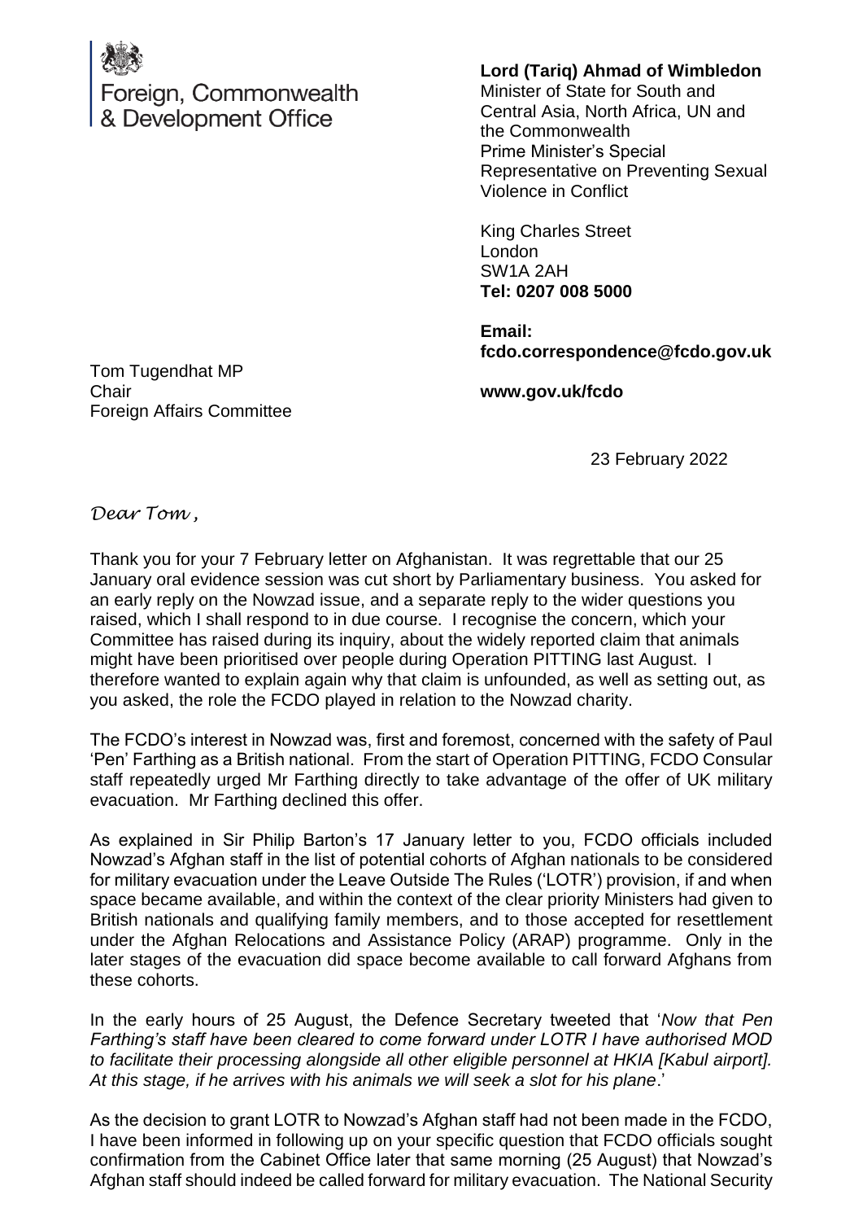Foreign, Commonwealth & Development Office

**Lord (Tariq) Ahmad of Wimbledon**
Minister of State for South and Central Asia, North Africa, UN and the Commonwealth
Prime Minister's Special Representative on Preventing Sexual Violence in Conflict

King Charles Street
London
SW1A 2AH
**Tel: 0207 008 5000**

**Email: fcdo.correspondence@fcdo.gov.uk**

**www.gov.uk/fcdo**

Tom Tugendhat MP
Chair
Foreign Affairs Committee

23 February 2022

*Dear Tom,*

Thank you for your 7 February letter on Afghanistan. It was regrettable that our 25 January oral evidence session was cut short by Parliamentary business. You asked for an early reply on the Nowzad issue, and a separate reply to the wider questions you raised, which I shall respond to in due course. I recognise the concern, which your Committee has raised during its inquiry, about the widely reported claim that animals might have been prioritised over people during Operation PITTING last August. I therefore wanted to explain again why that claim is unfounded, as well as setting out, as you asked, the role the FCDO played in relation to the Nowzad charity.

The FCDO's interest in Nowzad was, first and foremost, concerned with the safety of Paul 'Pen' Farthing as a British national. From the start of Operation PITTING, FCDO Consular staff repeatedly urged Mr Farthing directly to take advantage of the offer of UK military evacuation. Mr Farthing declined this offer.

As explained in Sir Philip Barton's 17 January letter to you, FCDO officials included Nowzad's Afghan staff in the list of potential cohorts of Afghan nationals to be considered for military evacuation under the Leave Outside The Rules ('LOTR') provision, if and when space became available, and within the context of the clear priority Ministers had given to British nationals and qualifying family members, and to those accepted for resettlement under the Afghan Relocations and Assistance Policy (ARAP) programme. Only in the later stages of the evacuation did space become available to call forward Afghans from these cohorts.

In the early hours of 25 August, the Defence Secretary tweeted that '*Now that Pen Farthing's staff have been cleared to come forward under LOTR I have authorised MOD to facilitate their processing alongside all other eligible personnel at HKIA [Kabul airport]. At this stage, if he arrives with his animals we will seek a slot for his plane*.'

As the decision to grant LOTR to Nowzad's Afghan staff had not been made in the FCDO, I have been informed in following up on your specific question that FCDO officials sought confirmation from the Cabinet Office later that same morning (25 August) that Nowzad's Afghan staff should indeed be called forward for military evacuation. The National Security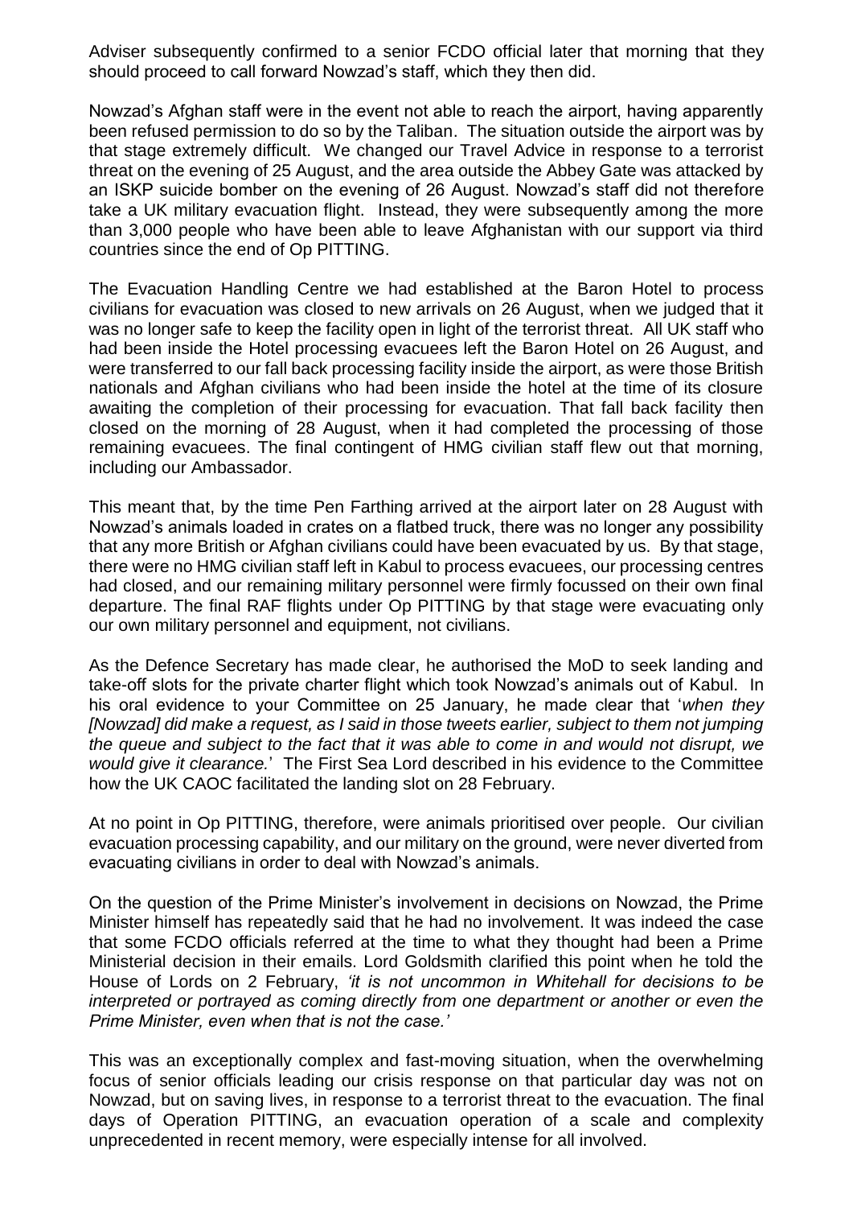Adviser subsequently confirmed to a senior FCDO official later that morning that they should proceed to call forward Nowzad's staff, which they then did.

Nowzad's Afghan staff were in the event not able to reach the airport, having apparently been refused permission to do so by the Taliban. The situation outside the airport was by that stage extremely difficult. We changed our Travel Advice in response to a terrorist threat on the evening of 25 August, and the area outside the Abbey Gate was attacked by an ISKP suicide bomber on the evening of 26 August. Nowzad's staff did not therefore take a UK military evacuation flight. Instead, they were subsequently among the more than 3,000 people who have been able to leave Afghanistan with our support via third countries since the end of Op PITTING.

The Evacuation Handling Centre we had established at the Baron Hotel to process civilians for evacuation was closed to new arrivals on 26 August, when we judged that it was no longer safe to keep the facility open in light of the terrorist threat. All UK staff who had been inside the Hotel processing evacuees left the Baron Hotel on 26 August, and were transferred to our fall back processing facility inside the airport, as were those British nationals and Afghan civilians who had been inside the hotel at the time of its closure awaiting the completion of their processing for evacuation. That fall back facility then closed on the morning of 28 August, when it had completed the processing of those remaining evacuees. The final contingent of HMG civilian staff flew out that morning, including our Ambassador.

This meant that, by the time Pen Farthing arrived at the airport later on 28 August with Nowzad's animals loaded in crates on a flatbed truck, there was no longer any possibility that any more British or Afghan civilians could have been evacuated by us. By that stage, there were no HMG civilian staff left in Kabul to process evacuees, our processing centres had closed, and our remaining military personnel were firmly focussed on their own final departure. The final RAF flights under Op PITTING by that stage were evacuating only our own military personnel and equipment, not civilians.

As the Defence Secretary has made clear, he authorised the MoD to seek landing and take-off slots for the private charter flight which took Nowzad's animals out of Kabul. In his oral evidence to your Committee on 25 January, he made clear that '*when they [Nowzad] did make a request, as I said in those tweets earlier, subject to them not jumping the queue and subject to the fact that it was able to come in and would not disrupt, we would give it clearance.*' The First Sea Lord described in his evidence to the Committee how the UK CAOC facilitated the landing slot on 28 February.

At no point in Op PITTING, therefore, were animals prioritised over people. Our civilian evacuation processing capability, and our military on the ground, were never diverted from evacuating civilians in order to deal with Nowzad's animals.

On the question of the Prime Minister's involvement in decisions on Nowzad, the Prime Minister himself has repeatedly said that he had no involvement. It was indeed the case that some FCDO officials referred at the time to what they thought had been a Prime Ministerial decision in their emails. Lord Goldsmith clarified this point when he told the House of Lords on 2 February, *'it is not uncommon in Whitehall for decisions to be interpreted or portrayed as coming directly from one department or another or even the Prime Minister, even when that is not the case.'*

This was an exceptionally complex and fast-moving situation, when the overwhelming focus of senior officials leading our crisis response on that particular day was not on Nowzad, but on saving lives, in response to a terrorist threat to the evacuation. The final days of Operation PITTING, an evacuation operation of a scale and complexity unprecedented in recent memory, were especially intense for all involved.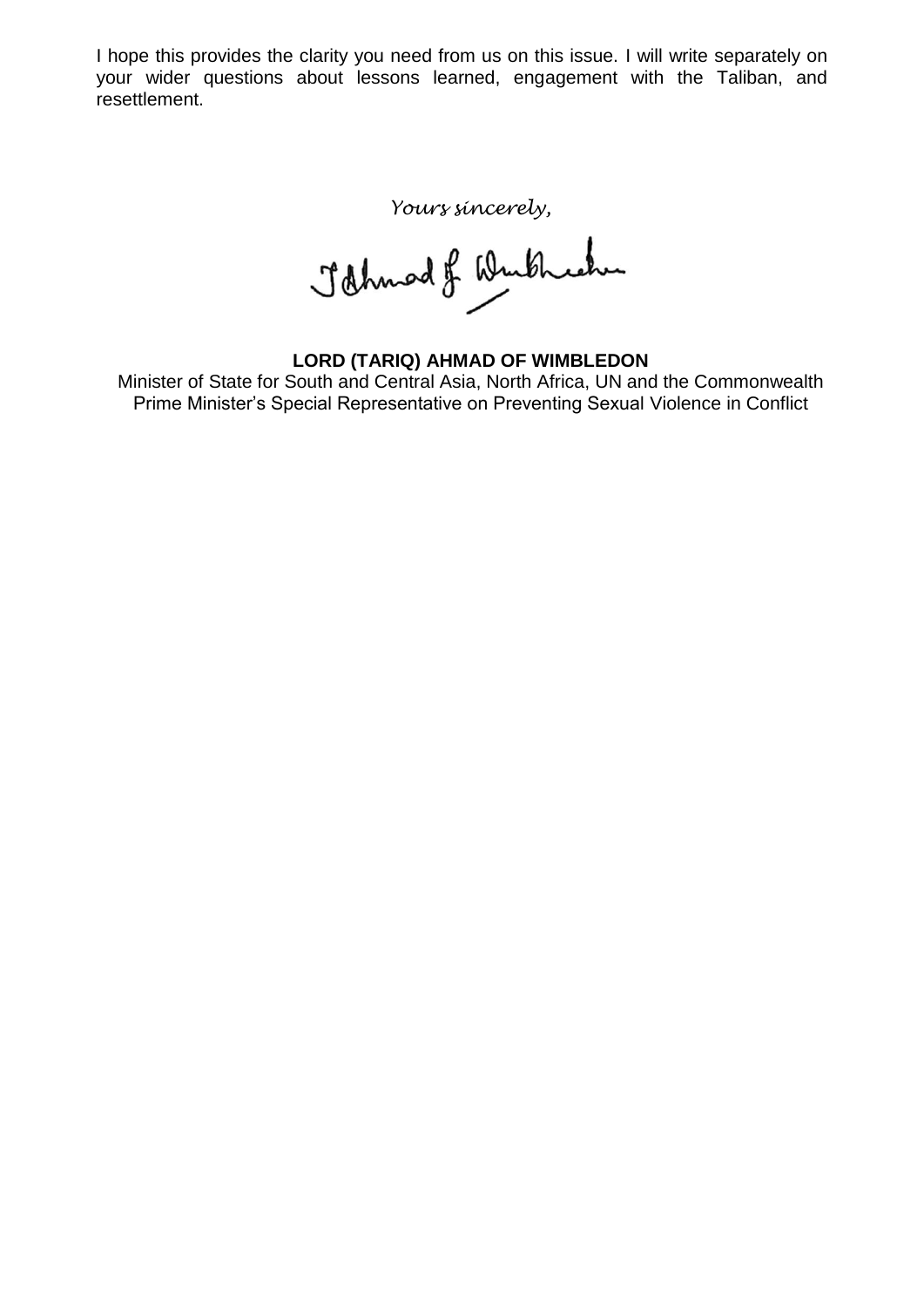I hope this provides the clarity you need from us on this issue. I will write separately on your wider questions about lessons learned, engagement with the Taliban, and resettlement.

*Yours sincerely,*

**LORD (TARIQ) AHMAD OF WIMBLEDON**

Minister of State for South and Central Asia, North Africa, UN and the Commonwealth
Prime Minister's Special Representative on Preventing Sexual Violence in Conflict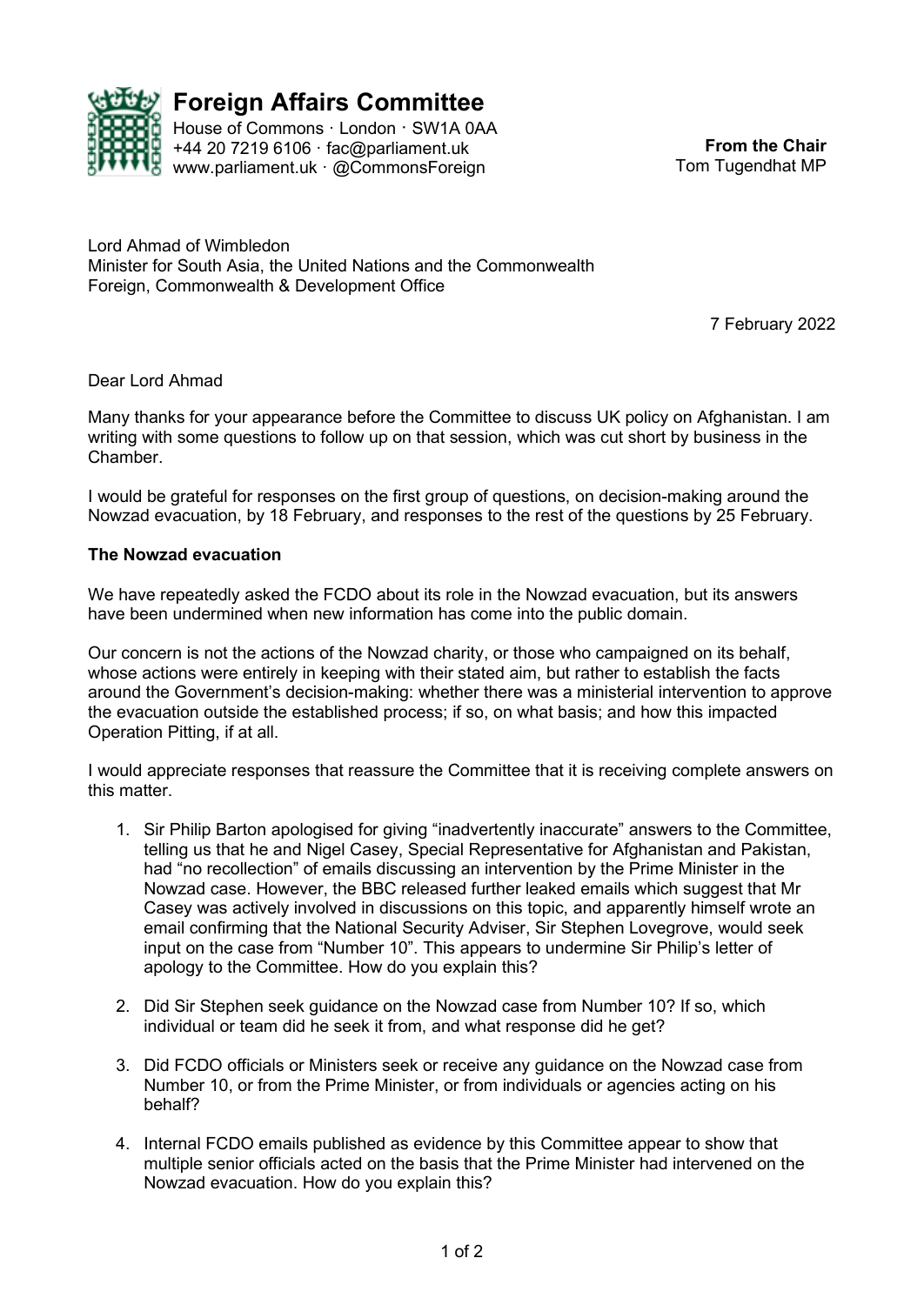# Foreign Affairs Committee

House of Commons · London · SW1A 0AA
+44 20 7219 6106 · fac@parliament.uk
www.parliament.uk · @CommonsForeign

**From the Chair**
Tom Tugendhat MP

Lord Ahmad of Wimbledon
Minister for South Asia, the United Nations and the Commonwealth
Foreign, Commonwealth & Development Office

7 February 2022

Dear Lord Ahmad

Many thanks for your appearance before the Committee to discuss UK policy on Afghanistan. I am writing with some questions to follow up on that session, which was cut short by business in the Chamber.

I would be grateful for responses on the first group of questions, on decision-making around the Nowzad evacuation, by 18 February, and responses to the rest of the questions by 25 February.

**The Nowzad evacuation**

We have repeatedly asked the FCDO about its role in the Nowzad evacuation, but its answers have been undermined when new information has come into the public domain.

Our concern is not the actions of the Nowzad charity, or those who campaigned on its behalf, whose actions were entirely in keeping with their stated aim, but rather to establish the facts around the Government's decision-making: whether there was a ministerial intervention to approve the evacuation outside the established process; if so, on what basis; and how this impacted Operation Pitting, if at all.

I would appreciate responses that reassure the Committee that it is receiving complete answers on this matter.

1. Sir Philip Barton apologised for giving "inadvertently inaccurate" answers to the Committee, telling us that he and Nigel Casey, Special Representative for Afghanistan and Pakistan, had "no recollection" of emails discussing an intervention by the Prime Minister in the Nowzad case. However, the BBC released further leaked emails which suggest that Mr Casey was actively involved in discussions on this topic, and apparently himself wrote an email confirming that the National Security Adviser, Sir Stephen Lovegrove, would seek input on the case from "Number 10". This appears to undermine Sir Philip's letter of apology to the Committee. How do you explain this?

2. Did Sir Stephen seek guidance on the Nowzad case from Number 10? If so, which individual or team did he seek it from, and what response did he get?

3. Did FCDO officials or Ministers seek or receive any guidance on the Nowzad case from Number 10, or from the Prime Minister, or from individuals or agencies acting on his behalf?

4. Internal FCDO emails published as evidence by this Committee appear to show that multiple senior officials acted on the basis that the Prime Minister had intervened on the Nowzad evacuation. How do you explain this?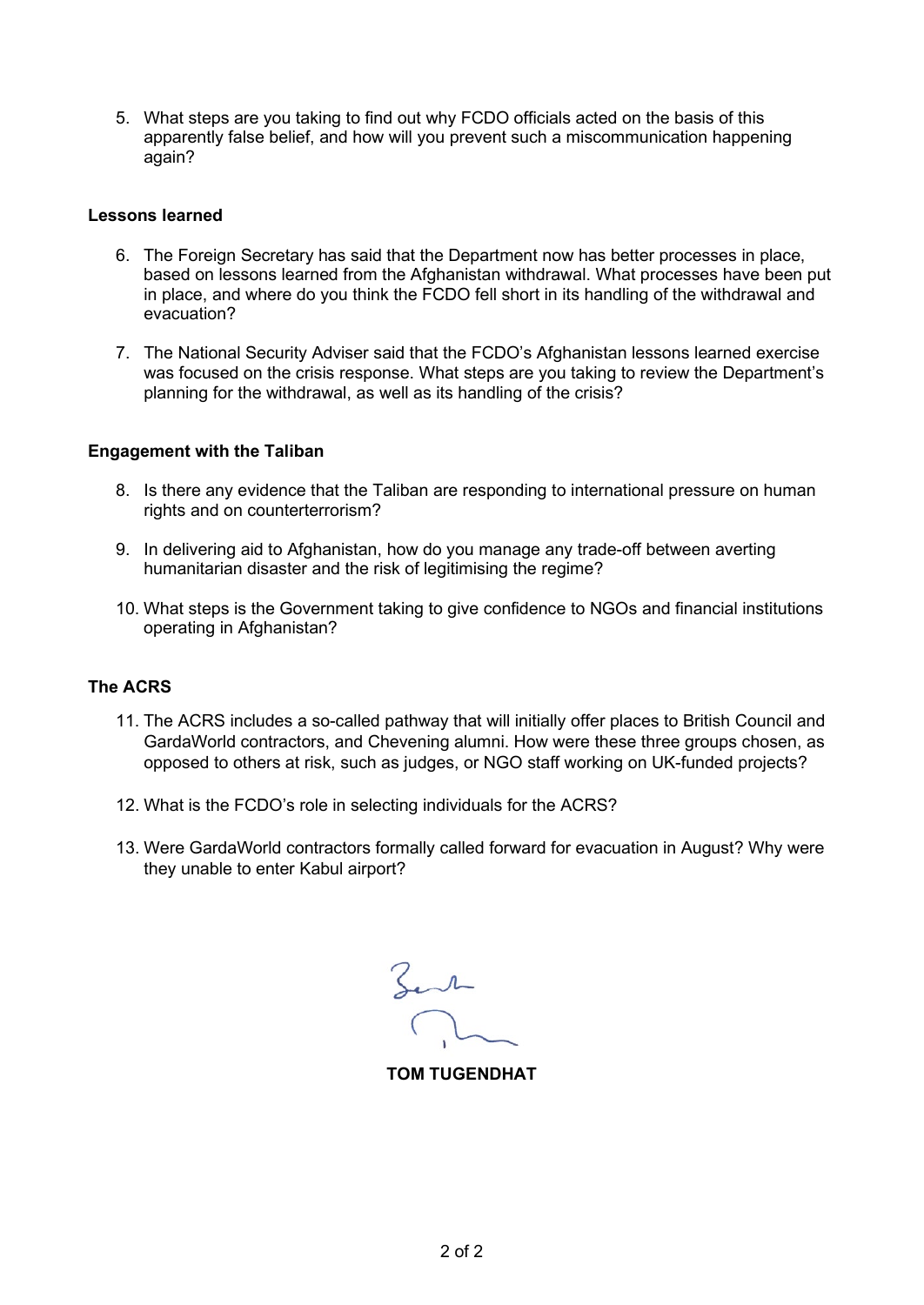5. What steps are you taking to find out why FCDO officials acted on the basis of this apparently false belief, and how will you prevent such a miscommunication happening again?

**Lessons learned**

6. The Foreign Secretary has said that the Department now has better processes in place, based on lessons learned from the Afghanistan withdrawal. What processes have been put in place, and where do you think the FCDO fell short in its handling of the withdrawal and evacuation?

7. The National Security Adviser said that the FCDO's Afghanistan lessons learned exercise was focused on the crisis response. What steps are you taking to review the Department's planning for the withdrawal, as well as its handling of the crisis?

**Engagement with the Taliban**

8. Is there any evidence that the Taliban are responding to international pressure on human rights and on counterterrorism?

9. In delivering aid to Afghanistan, how do you manage any trade-off between averting humanitarian disaster and the risk of legitimising the regime?

10. What steps is the Government taking to give confidence to NGOs and financial institutions operating in Afghanistan?

**The ACRS**

11. The ACRS includes a so-called pathway that will initially offer places to British Council and GardaWorld contractors, and Chevening alumni. How were these three groups chosen, as opposed to others at risk, such as judges, or NGO staff working on UK-funded projects?

12. What is the FCDO's role in selecting individuals for the ACRS?

13. Were GardaWorld contractors formally called forward for evacuation in August? Why were they unable to enter Kabul airport?

**TOM TUGENDHAT**